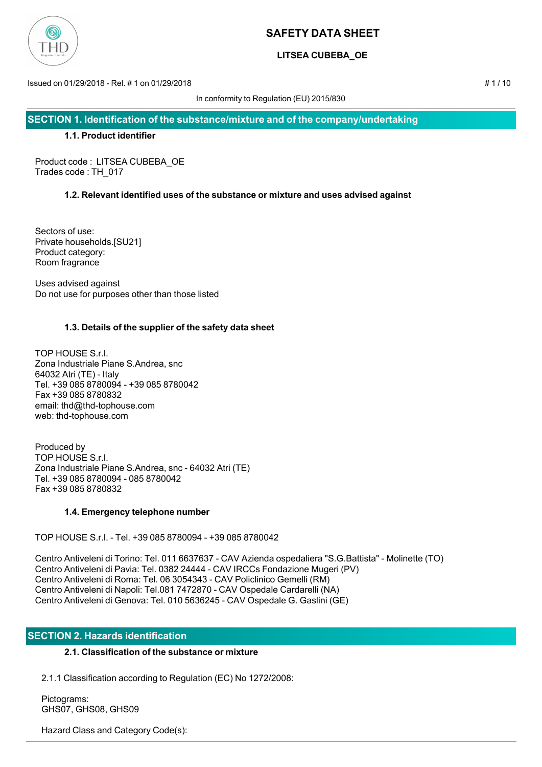# SAFETY DATA SHEET

**LITSEA CUBEBA_OE**

Issued on 01/29/2018 - Rel. # 1 on 01/29/2018

In conformity to Regulation (EU) 2015/830

## SECTION 1. Identification of the substance/mixture and of the company/undertaking

### 1.1. Product identifier

Product code : LITSEA CUBEBA_OE
Trades code : TH_017

### 1.2. Relevant identified uses of the substance or mixture and uses advised against

Sectors of use:
Private households.[SU21]
Product category:
Room fragrance

Uses advised against
Do not use for purposes other than those listed

### 1.3. Details of the supplier of the safety data sheet

TOP HOUSE S.r.l.
Zona Industriale Piane S.Andrea, snc
64032 Atri (TE) - Italy
Tel. +39 085 8780094 - +39 085 8780042
Fax +39 085 8780832
email: thd@thd-tophouse.com
web: thd-tophouse.com

Produced by
TOP HOUSE S.r.l.
Zona Industriale Piane S.Andrea, snc - 64032 Atri (TE)
Tel. +39 085 8780094 - 085 8780042
Fax +39 085 8780832

### 1.4. Emergency telephone number

TOP HOUSE S.r.l. - Tel. +39 085 8780094 - +39 085 8780042

Centro Antiveleni di Torino: Tel. 011 6637637 - CAV Azienda ospedaliera "S.G.Battista" - Molinette (TO)
Centro Antiveleni di Pavia: Tel. 0382 24444 - CAV IRCCs Fondazione Mugeri (PV)
Centro Antiveleni di Roma: Tel. 06 3054343 - CAV Policlinico Gemelli (RM)
Centro Antiveleni di Napoli: Tel.081 7472870 - CAV Ospedale Cardarelli (NA)
Centro Antiveleni di Genova: Tel. 010 5636245 - CAV Ospedale G. Gaslini (GE)

## SECTION 2. Hazards identification

### 2.1. Classification of the substance or mixture

2.1.1 Classification according to Regulation (EC) No 1272/2008:

Pictograms:
GHS07, GHS08, GHS09

Hazard Class and Category Code(s):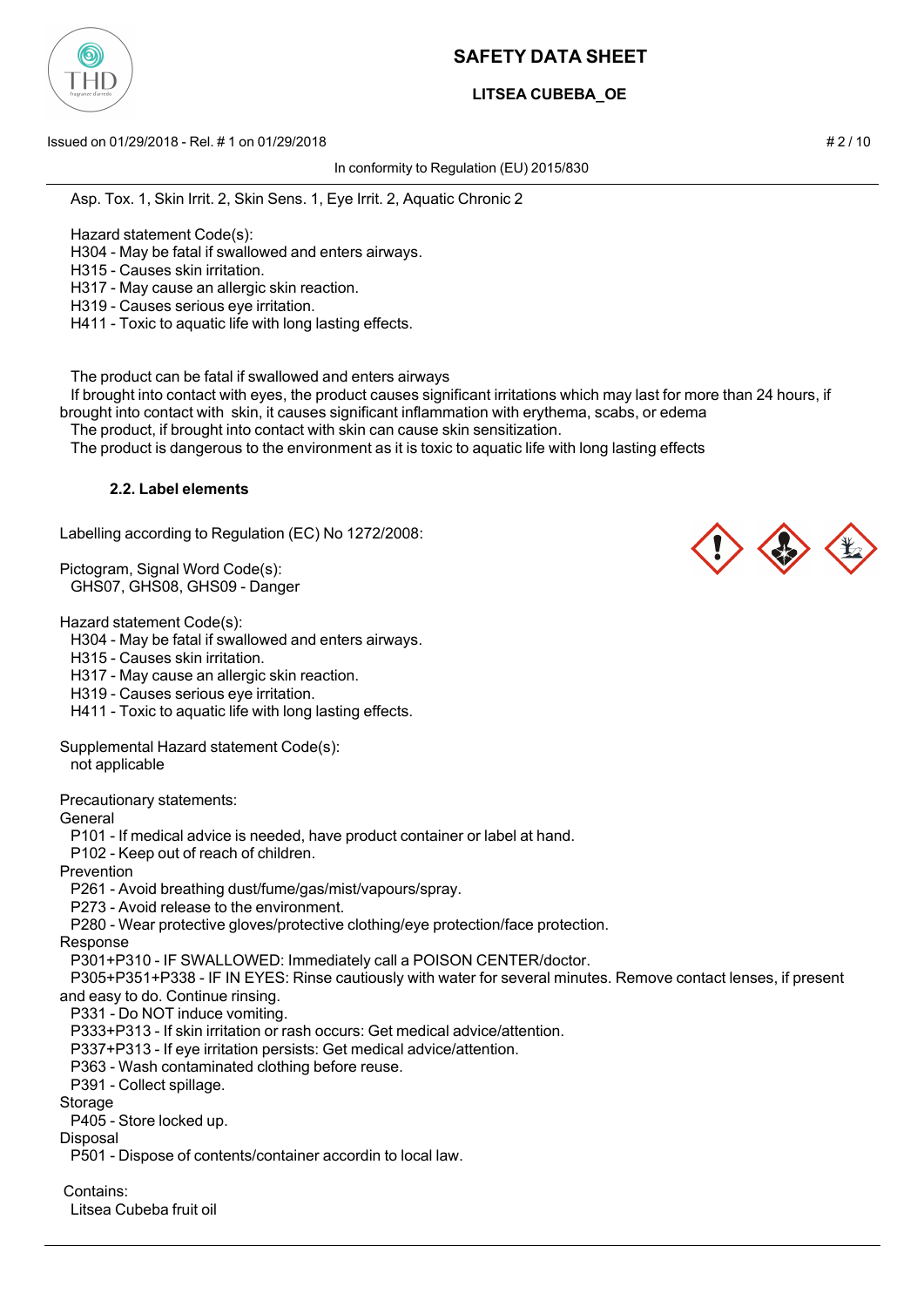Asp. Tox. 1, Skin Irrit. 2, Skin Sens. 1, Eye Irrit. 2, Aquatic Chronic 2

Hazard statement Code(s):
H304 - May be fatal if swallowed and enters airways.
H315 - Causes skin irritation.
H317 - May cause an allergic skin reaction.
H319 - Causes serious eye irritation.
H411 - Toxic to aquatic life with long lasting effects.

The product can be fatal if swallowed and enters airways
If brought into contact with eyes, the product causes significant irritations which may last for more than 24 hours, if brought into contact with skin, it causes significant inflammation with erythema, scabs, or edema
The product, if brought into contact with skin can cause skin sensitization.
The product is dangerous to the environment as it is toxic to aquatic life with long lasting effects

### 2.2. Label elements

Labelling according to Regulation (EC) No 1272/2008:

Pictogram, Signal Word Code(s):
GHS07, GHS08, GHS09 - Danger

Hazard statement Code(s):
H304 - May be fatal if swallowed and enters airways.
H315 - Causes skin irritation.
H317 - May cause an allergic skin reaction.
H319 - Causes serious eye irritation.
H411 - Toxic to aquatic life with long lasting effects.

Supplemental Hazard statement Code(s):
not applicable

Precautionary statements:
General
P101 - If medical advice is needed, have product container or label at hand.
P102 - Keep out of reach of children.
Prevention
P261 - Avoid breathing dust/fume/gas/mist/vapours/spray.
P273 - Avoid release to the environment.
P280 - Wear protective gloves/protective clothing/eye protection/face protection.
Response
P301+P310 - IF SWALLOWED: Immediately call a POISON CENTER/doctor.
P305+P351+P338 - IF IN EYES: Rinse cautiously with water for several minutes. Remove contact lenses, if present and easy to do. Continue rinsing.
P331 - Do NOT induce vomiting.
P333+P313 - If skin irritation or rash occurs: Get medical advice/attention.
P337+P313 - If eye irritation persists: Get medical advice/attention.
P363 - Wash contaminated clothing before reuse.
P391 - Collect spillage.
Storage
P405 - Store locked up.
Disposal
P501 - Dispose of contents/container accordin to local law.

Contains:
Litsea Cubeba fruit oil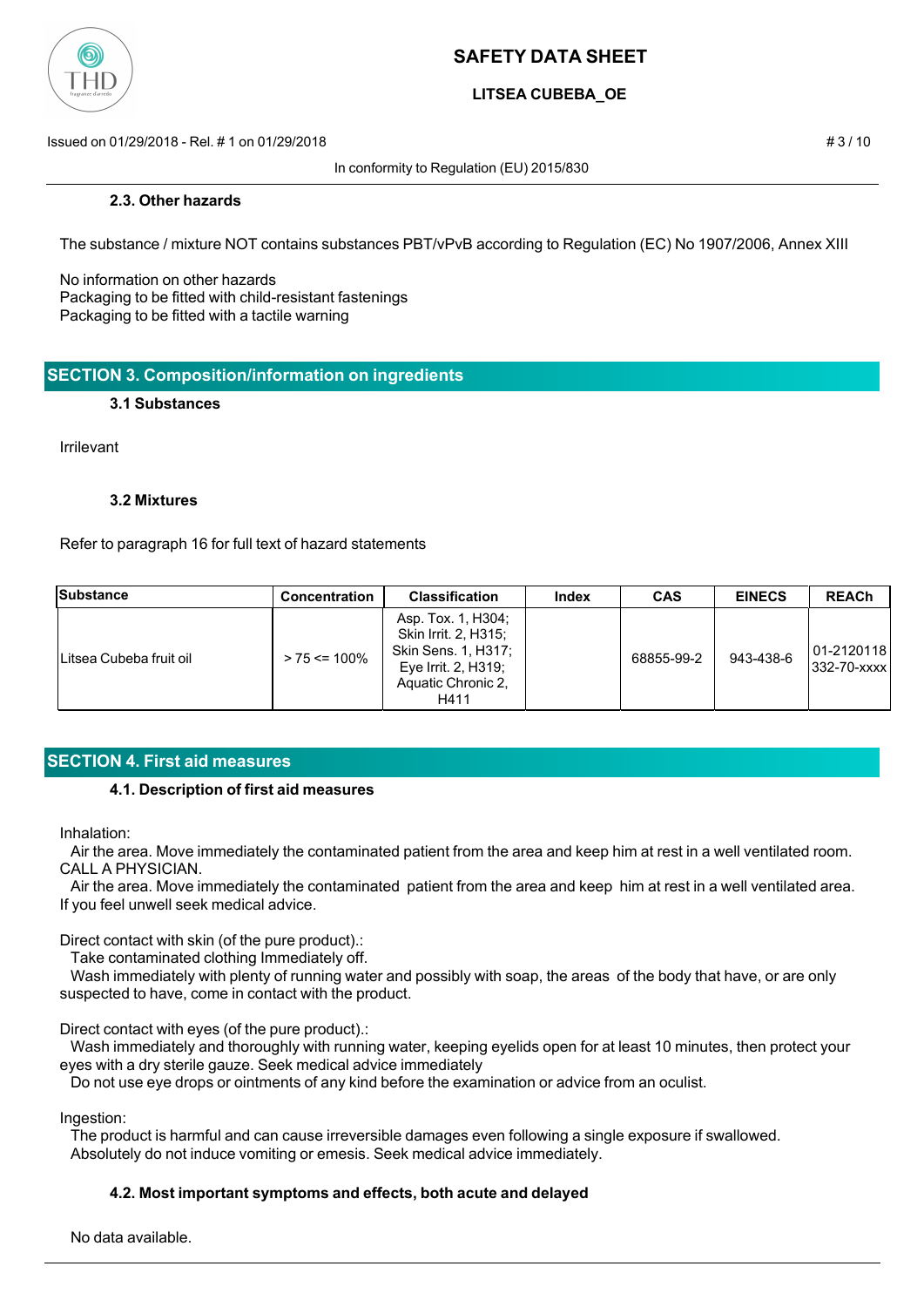### 2.3. Other hazards

The substance / mixture NOT contains substances PBT/vPvB according to Regulation (EC) No 1907/2006, Annex XIII

No information on other hazards
Packaging to be fitted with child-resistant fastenings
Packaging to be fitted with a tactile warning

## SECTION 3. Composition/information on ingredients

### 3.1 Substances

Irrilevant

### 3.2 Mixtures

Refer to paragraph 16 for full text of hazard statements

| Substance | Concentration | Classification | Index | CAS | EINECS | REACh |
|---|---|---|---|---|---|---|
| Litsea Cubeba fruit oil | > 75 <= 100% | Asp. Tox. 1, H304; Skin Irrit. 2, H315; Skin Sens. 1, H317; Eye Irrit. 2, H319; Aquatic Chronic 2, H411 | | 68855-99-2 | 943-438-6 | 01-2120118332-70-xxxx |

## SECTION 4. First aid measures

### 4.1. Description of first aid measures

Inhalation:
Air the area. Move immediately the contaminated patient from the area and keep him at rest in a well ventilated room. CALL A PHYSICIAN.
Air the area. Move immediately the contaminated patient from the area and keep him at rest in a well ventilated area. If you feel unwell seek medical advice.

Direct contact with skin (of the pure product).:
Take contaminated clothing Immediately off.
Wash immediately with plenty of running water and possibly with soap, the areas of the body that have, or are only suspected to have, come in contact with the product.

Direct contact with eyes (of the pure product).:
Wash immediately and thoroughly with running water, keeping eyelids open for at least 10 minutes, then protect your eyes with a dry sterile gauze. Seek medical advice immediately
Do not use eye drops or ointments of any kind before the examination or advice from an oculist.

Ingestion:
The product is harmful and can cause irreversible damages even following a single exposure if swallowed.
Absolutely do not induce vomiting or emesis. Seek medical advice immediately.

### 4.2. Most important symptoms and effects, both acute and delayed

No data available.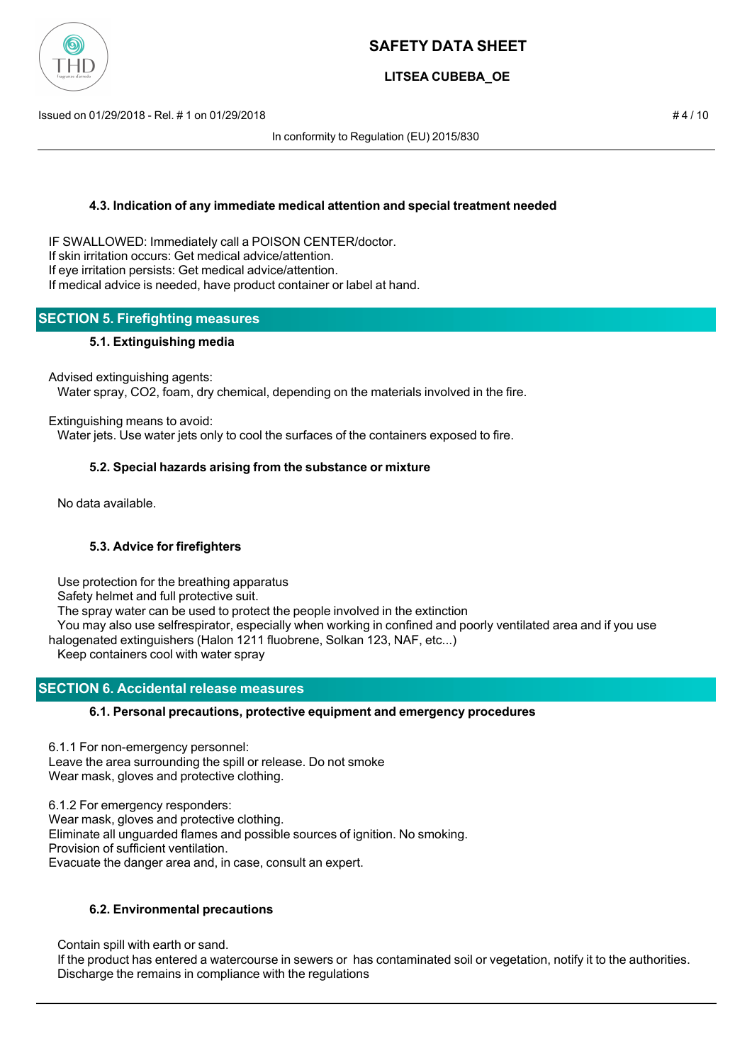#### 4.3. Indication of any immediate medical attention and special treatment needed

IF SWALLOWED: Immediately call a POISON CENTER/doctor.
If skin irritation occurs: Get medical advice/attention.
If eye irritation persists: Get medical advice/attention.
If medical advice is needed, have product container or label at hand.

## SECTION 5. Firefighting measures

#### 5.1. Extinguishing media

Advised extinguishing agents:
Water spray, $CO_2$, foam, dry chemical, depending on the materials involved in the fire.

Extinguishing means to avoid:
Water jets. Use water jets only to cool the surfaces of the containers exposed to fire.

#### 5.2. Special hazards arising from the substance or mixture

No data available.

#### 5.3. Advice for firefighters

Use protection for the breathing apparatus
Safety helmet and full protective suit.
The spray water can be used to protect the people involved in the extinction
You may also use selfrespirator, especially when working in confined and poorly ventilated area and if you use halogenated extinguishers (Halon 1211 fluobrene, Solkan 123, NAF, etc...)
Keep containers cool with water spray

## SECTION 6. Accidental release measures

#### 6.1. Personal precautions, protective equipment and emergency procedures

6.1.1 For non-emergency personnel:
Leave the area surrounding the spill or release. Do not smoke
Wear mask, gloves and protective clothing.

6.1.2 For emergency responders:
Wear mask, gloves and protective clothing.
Eliminate all unguarded flames and possible sources of ignition. No smoking.
Provision of sufficient ventilation.
Evacuate the danger area and, in case, consult an expert.

#### 6.2. Environmental precautions

Contain spill with earth or sand.
If the product has entered a watercourse in sewers or has contaminated soil or vegetation, notify it to the authorities.
Discharge the remains in compliance with the regulations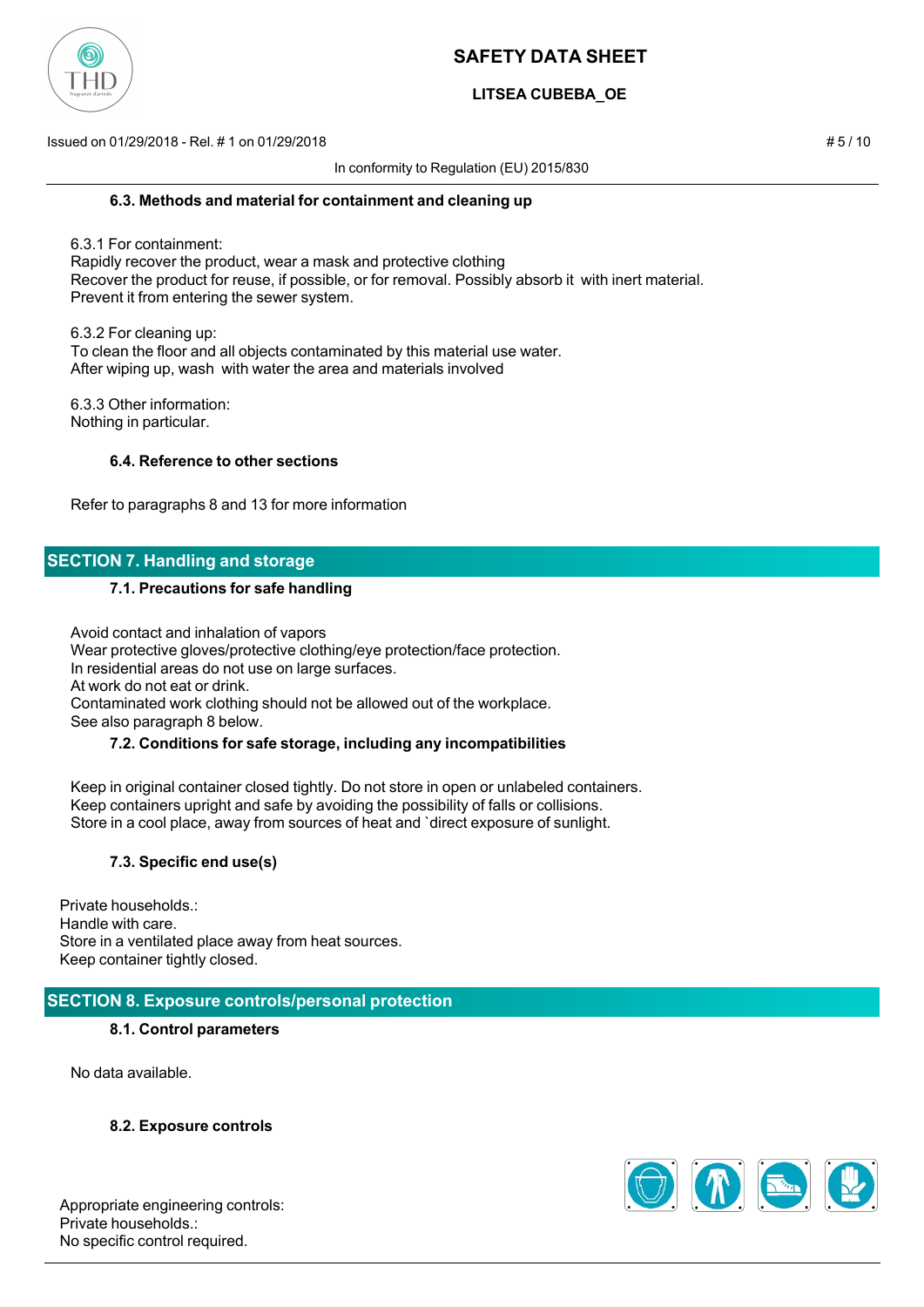#### 6.3. Methods and material for containment and cleaning up

6.3.1 For containment:
Rapidly recover the product, wear a mask and protective clothing
Recover the product for reuse, if possible, or for removal. Possibly absorb it with inert material.
Prevent it from entering the sewer system.

6.3.2 For cleaning up:
To clean the floor and all objects contaminated by this material use water.
After wiping up, wash with water the area and materials involved

6.3.3 Other information:
Nothing in particular.

#### 6.4. Reference to other sections

Refer to paragraphs 8 and 13 for more information

## SECTION 7. Handling and storage

#### 7.1. Precautions for safe handling

Avoid contact and inhalation of vapors
Wear protective gloves/protective clothing/eye protection/face protection.
In residential areas do not use on large surfaces.
At work do not eat or drink.
Contaminated work clothing should not be allowed out of the workplace.
See also paragraph 8 below.

#### 7.2. Conditions for safe storage, including any incompatibilities

Keep in original container closed tightly. Do not store in open or unlabeled containers.
Keep containers upright and safe by avoiding the possibility of falls or collisions.
Store in a cool place, away from sources of heat and `direct exposure of sunlight.

#### 7.3. Specific end use(s)

Private households.:
Handle with care.
Store in a ventilated place away from heat sources.
Keep container tightly closed.

## SECTION 8. Exposure controls/personal protection

#### 8.1. Control parameters

No data available.

#### 8.2. Exposure controls

Appropriate engineering controls:
Private households.:
No specific control required.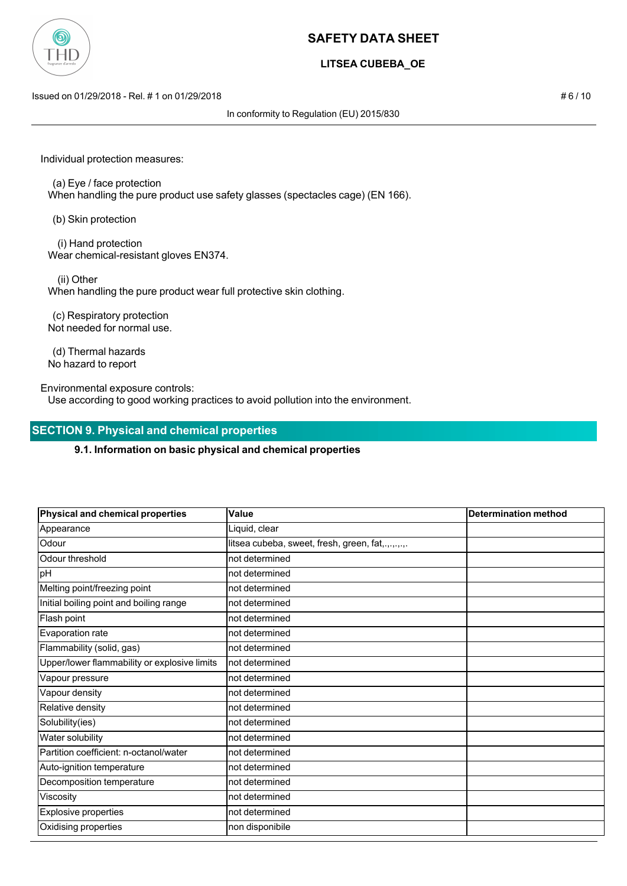Individual protection measures:

(a) Eye / face protection
When handling the pure product use safety glasses (spectacles cage) (EN 166).

(b) Skin protection

(i) Hand protection
Wear chemical-resistant gloves EN374.

(ii) Other
When handling the pure product wear full protective skin clothing.

(c) Respiratory protection
Not needed for normal use.

(d) Thermal hazards
No hazard to report

Environmental exposure controls:
Use according to good working practices to avoid pollution into the environment.

## SECTION 9. Physical and chemical properties

### 9.1. Information on basic physical and chemical properties

| Physical and chemical properties | Value | Determination method |
|---|---|---|
| Appearance | Liquid, clear | |
| Odour | litsea cubeba, sweet, fresh, green, fat,.,.,.,.,. | |
| Odour threshold | not determined | |
| pH | not determined | |
| Melting point/freezing point | not determined | |
| Initial boiling point and boiling range | not determined | |
| Flash point | not determined | |
| Evaporation rate | not determined | |
| Flammability (solid, gas) | not determined | |
| Upper/lower flammability or explosive limits | not determined | |
| Vapour pressure | not determined | |
| Vapour density | not determined | |
| Relative density | not determined | |
| Solubility(ies) | not determined | |
| Water solubility | not determined | |
| Partition coefficient: n-octanol/water | not determined | |
| Auto-ignition temperature | not determined | |
| Decomposition temperature | not determined | |
| Viscosity | not determined | |
| Explosive properties | not determined | |
| Oxidising properties | non disponibile | |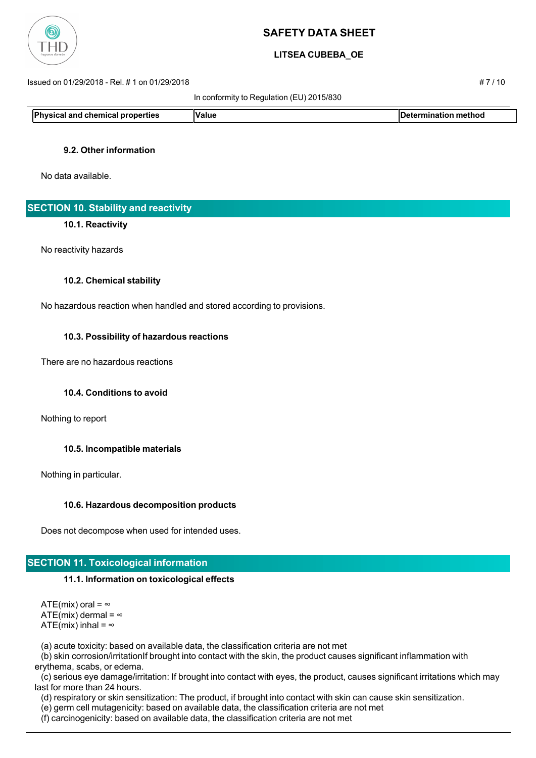| Physical and chemical properties | Value | Determination method |
| --- | --- | --- |

### 9.2. Other information

No data available.

## SECTION 10. Stability and reactivity

### 10.1. Reactivity

No reactivity hazards

### 10.2. Chemical stability

No hazardous reaction when handled and stored according to provisions.

### 10.3. Possibility of hazardous reactions

There are no hazardous reactions

### 10.4. Conditions to avoid

Nothing to report

### 10.5. Incompatible materials

Nothing in particular.

### 10.6. Hazardous decomposition products

Does not decompose when used for intended uses.

## SECTION 11. Toxicological information

### 11.1. Information on toxicological effects

ATE(mix) oral = ∞
ATE(mix) dermal = ∞
ATE(mix) inhal = ∞

(a) acute toxicity: based on available data, the classification criteria are not met
(b) skin corrosion/irritationIf brought into contact with the skin, the product causes significant inflammation with erythema, scabs, or edema.
(c) serious eye damage/irritation: If brought into contact with eyes, the product, causes significant irritations which may last for more than 24 hours.
(d) respiratory or skin sensitization: The product, if brought into contact with skin can cause skin sensitization.
(e) germ cell mutagenicity: based on available data, the classification criteria are not met
(f) carcinogenicity: based on available data, the classification criteria are not met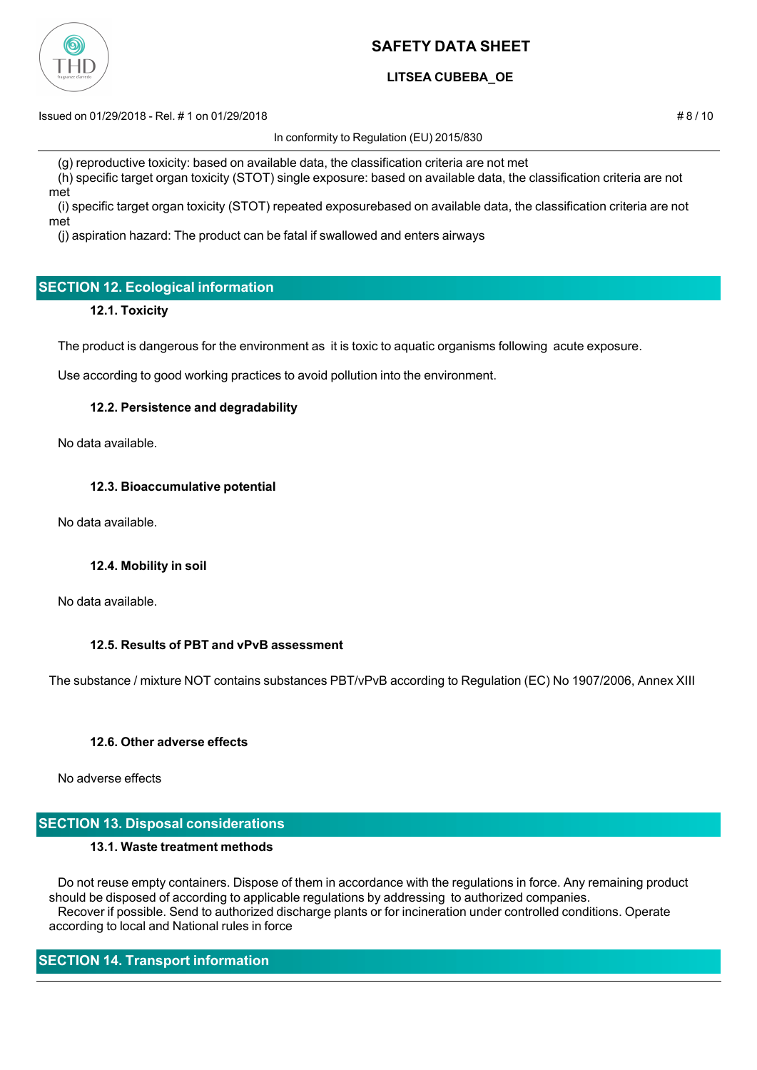(g) reproductive toxicity: based on available data, the classification criteria are not met

(h) specific target organ toxicity (STOT) single exposure: based on available data, the classification criteria are not met

(i) specific target organ toxicity (STOT) repeated exposurebased on available data, the classification criteria are not met

(j) aspiration hazard: The product can be fatal if swallowed and enters airways

## SECTION 12. Ecological information

### 12.1. Toxicity

The product is dangerous for the environment as it is toxic to aquatic organisms following acute exposure.

Use according to good working practices to avoid pollution into the environment.

### 12.2. Persistence and degradability

No data available.

### 12.3. Bioaccumulative potential

No data available.

### 12.4. Mobility in soil

No data available.

### 12.5. Results of PBT and vPvB assessment

The substance / mixture NOT contains substances PBT/vPvB according to Regulation (EC) No 1907/2006, Annex XIII

### 12.6. Other adverse effects

No adverse effects

## SECTION 13. Disposal considerations

### 13.1. Waste treatment methods

Do not reuse empty containers. Dispose of them in accordance with the regulations in force. Any remaining product should be disposed of according to applicable regulations by addressing to authorized companies.

Recover if possible. Send to authorized discharge plants or for incineration under controlled conditions. Operate according to local and National rules in force

## SECTION 14. Transport information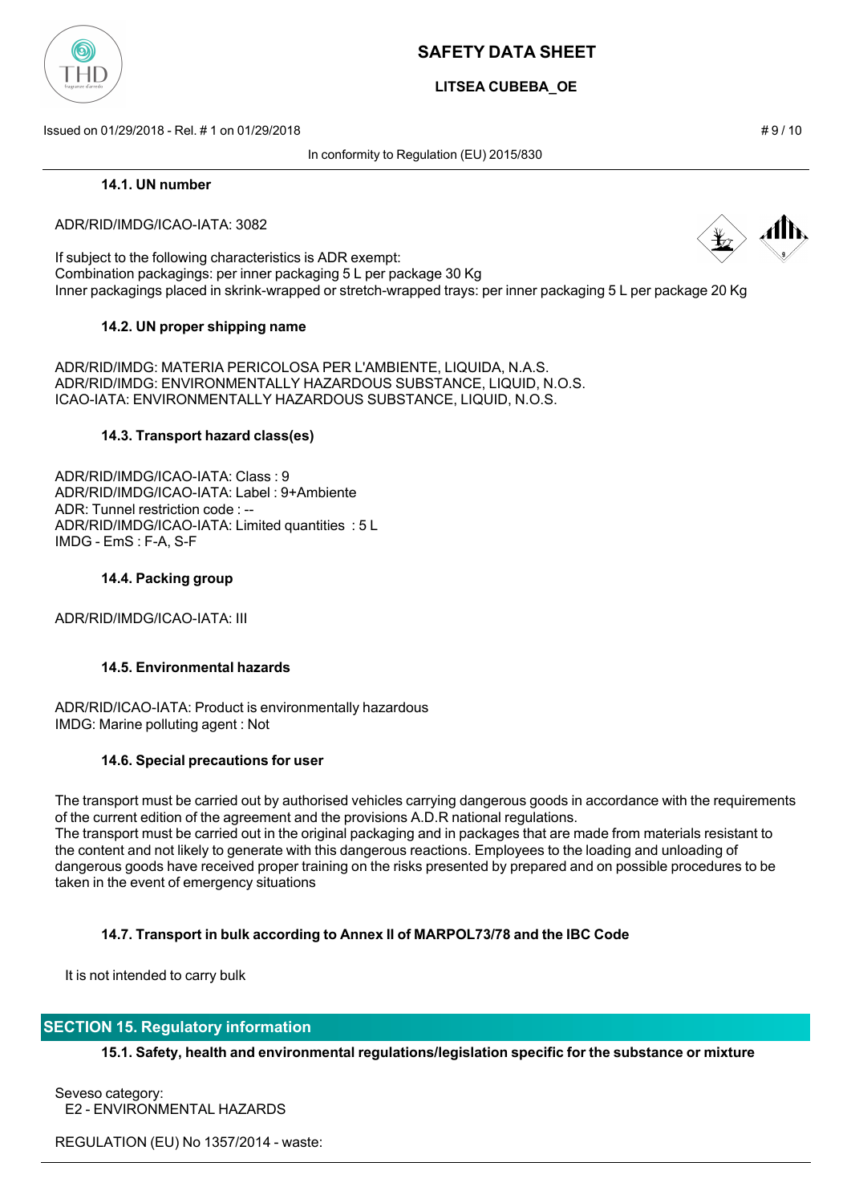#### 14.1. UN number

ADR/RID/IMDG/ICAO-IATA: 3082

If subject to the following characteristics is ADR exempt:
Combination packagings: per inner packaging 5 L per package 30 Kg
Inner packagings placed in skrink-wrapped or stretch-wrapped trays: per inner packaging 5 L per package 20 Kg

#### 14.2. UN proper shipping name

ADR/RID/IMDG: MATERIA PERICOLOSA PER L'AMBIENTE, LIQUIDA, N.A.S.
ADR/RID/IMDG: ENVIRONMENTALLY HAZARDOUS SUBSTANCE, LIQUID, N.O.S.
ICAO-IATA: ENVIRONMENTALLY HAZARDOUS SUBSTANCE, LIQUID, N.O.S.

#### 14.3. Transport hazard class(es)

ADR/RID/IMDG/ICAO-IATA: Class : 9
ADR/RID/IMDG/ICAO-IATA: Label : 9+Ambiente
ADR: Tunnel restriction code : --
ADR/RID/IMDG/ICAO-IATA: Limited quantities : 5 L
IMDG - EmS : F-A, S-F

#### 14.4. Packing group

ADR/RID/IMDG/ICAO-IATA: III

#### 14.5. Environmental hazards

ADR/RID/ICAO-IATA: Product is environmentally hazardous
IMDG: Marine polluting agent : Not

#### 14.6. Special precautions for user

The transport must be carried out by authorised vehicles carrying dangerous goods in accordance with the requirements of the current edition of the agreement and the provisions A.D.R national regulations.
The transport must be carried out in the original packaging and in packages that are made from materials resistant to the content and not likely to generate with this dangerous reactions. Employees to the loading and unloading of dangerous goods have received proper training on the risks presented by prepared and on possible procedures to be taken in the event of emergency situations

#### 14.7. Transport in bulk according to Annex II of MARPOL73/78 and the IBC Code

It is not intended to carry bulk

## SECTION 15. Regulatory information

#### 15.1. Safety, health and environmental regulations/legislation specific for the substance or mixture

Seveso category:
E2 - ENVIRONMENTAL HAZARDS

REGULATION (EU) No 1357/2014 - waste: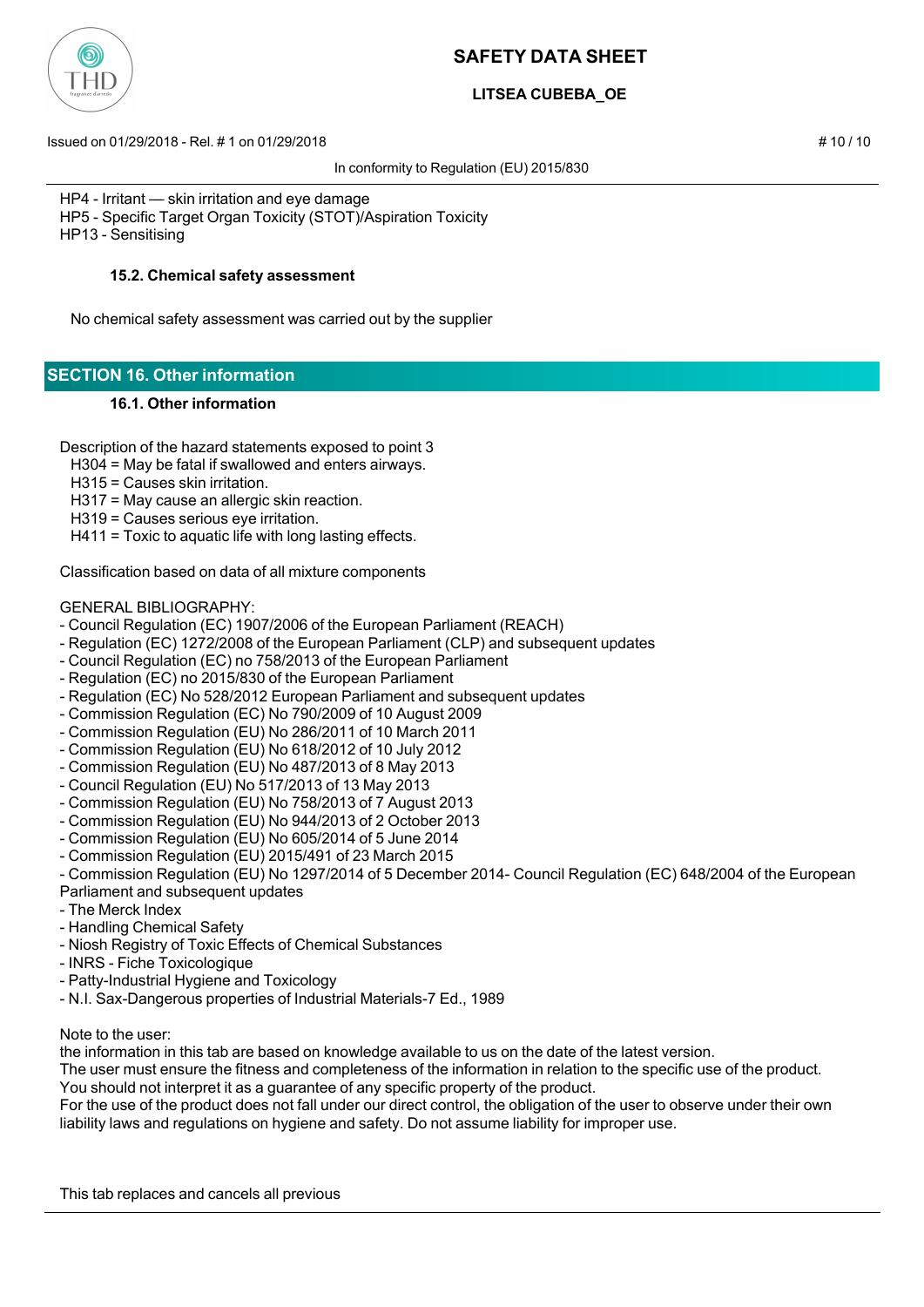HP4 - Irritant — skin irritation and eye damage
HP5 - Specific Target Organ Toxicity (STOT)/Aspiration Toxicity
HP13 - Sensitising

### 15.2. Chemical safety assessment

No chemical safety assessment was carried out by the supplier

## SECTION 16. Other information

### 16.1. Other information

Description of the hazard statements exposed to point 3

H304 = May be fatal if swallowed and enters airways.
H315 = Causes skin irritation.
H317 = May cause an allergic skin reaction.
H319 = Causes serious eye irritation.
H411 = Toxic to aquatic life with long lasting effects.

Classification based on data of all mixture components

GENERAL BIBLIOGRAPHY:

- Council Regulation (EC) 1907/2006 of the European Parliament (REACH)
- Regulation (EC) 1272/2008 of the European Parliament (CLP) and subsequent updates
- Council Regulation (EC) no 758/2013 of the European Parliament
- Regulation (EC) no 2015/830 of the European Parliament
- Regulation (EC) No 528/2012 European Parliament and subsequent updates
- Commission Regulation (EC) No 790/2009 of 10 August 2009
- Commission Regulation (EU) No 286/2011 of 10 March 2011
- Commission Regulation (EU) No 618/2012 of 10 July 2012
- Commission Regulation (EU) No 487/2013 of 8 May 2013
- Council Regulation (EU) No 517/2013 of 13 May 2013
- Commission Regulation (EU) No 758/2013 of 7 August 2013
- Commission Regulation (EU) No 944/2013 of 2 October 2013
- Commission Regulation (EU) No 605/2014 of 5 June 2014
- Commission Regulation (EU) 2015/491 of 23 March 2015
- Commission Regulation (EU) No 1297/2014 of 5 December 2014- Council Regulation (EC) 648/2004 of the European Parliament and subsequent updates
- The Merck Index
- Handling Chemical Safety
- Niosh Registry of Toxic Effects of Chemical Substances
- INRS - Fiche Toxicologique
- Patty-Industrial Hygiene and Toxicology
- N.I. Sax-Dangerous properties of Industrial Materials-7 Ed., 1989

Note to the user:
the information in this tab are based on knowledge available to us on the date of the latest version.
The user must ensure the fitness and completeness of the information in relation to the specific use of the product.
You should not interpret it as a guarantee of any specific property of the product.
For the use of the product does not fall under our direct control, the obligation of the user to observe under their own liability laws and regulations on hygiene and safety. Do not assume liability for improper use.

This tab replaces and cancels all previous